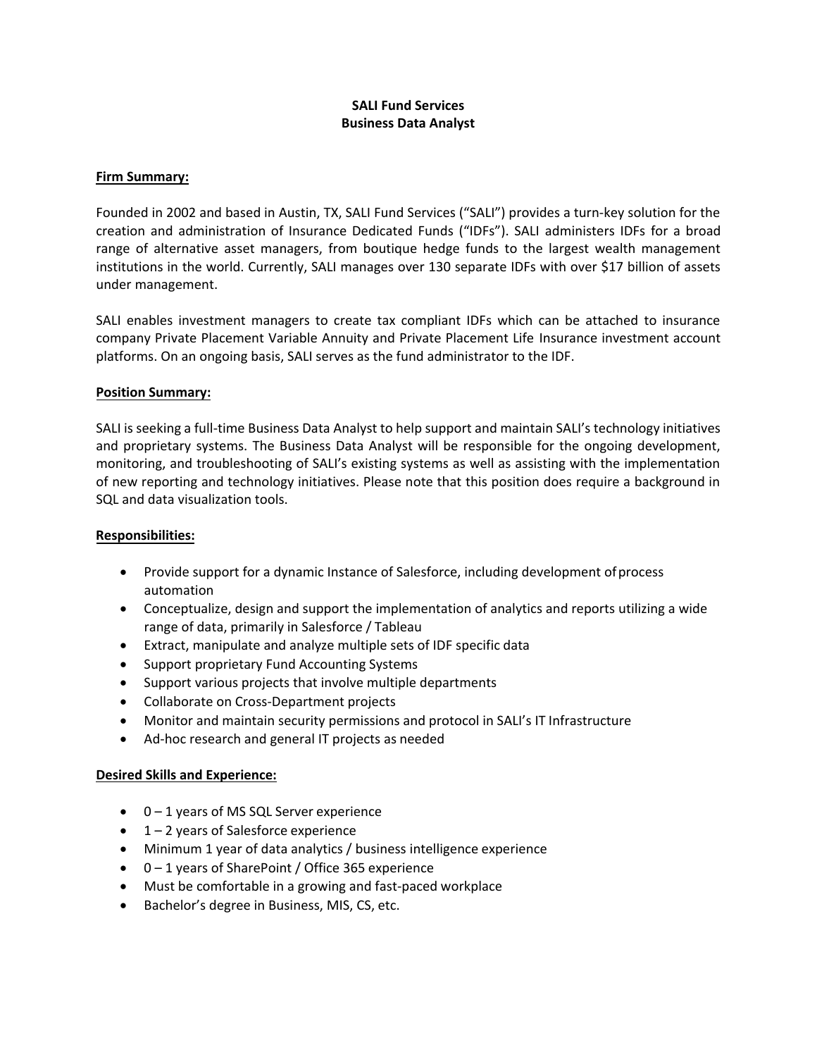**SALI Fund Services**
**Business Data Analyst**

**Firm Summary:**

Founded in 2002 and based in Austin, TX, SALI Fund Services ("SALI") provides a turn-key solution for the creation and administration of Insurance Dedicated Funds ("IDFs"). SALI administers IDFs for a broad range of alternative asset managers, from boutique hedge funds to the largest wealth management institutions in the world. Currently, SALI manages over 130 separate IDFs with over $17 billion of assets under management.

SALI enables investment managers to create tax compliant IDFs which can be attached to insurance company Private Placement Variable Annuity and Private Placement Life Insurance investment account platforms. On an ongoing basis, SALI serves as the fund administrator to the IDF.

**Position Summary:**

SALI is seeking a full-time Business Data Analyst to help support and maintain SALI's technology initiatives and proprietary systems. The Business Data Analyst will be responsible for the ongoing development, monitoring, and troubleshooting of SALI's existing systems as well as assisting with the implementation of new reporting and technology initiatives. Please note that this position does require a background in SQL and data visualization tools.

**Responsibilities:**

- Provide support for a dynamic Instance of Salesforce, including development of process automation
- Conceptualize, design and support the implementation of analytics and reports utilizing a wide range of data, primarily in Salesforce / Tableau
- Extract, manipulate and analyze multiple sets of IDF specific data
- Support proprietary Fund Accounting Systems
- Support various projects that involve multiple departments
- Collaborate on Cross-Department projects
- Monitor and maintain security permissions and protocol in SALI's IT Infrastructure
- Ad-hoc research and general IT projects as needed

**Desired Skills and Experience:**

- 0 – 1 years of MS SQL Server experience
- 1 – 2 years of Salesforce experience
- Minimum 1 year of data analytics / business intelligence experience
- 0 – 1 years of SharePoint / Office 365 experience
- Must be comfortable in a growing and fast-paced workplace
- Bachelor's degree in Business, MIS, CS, etc.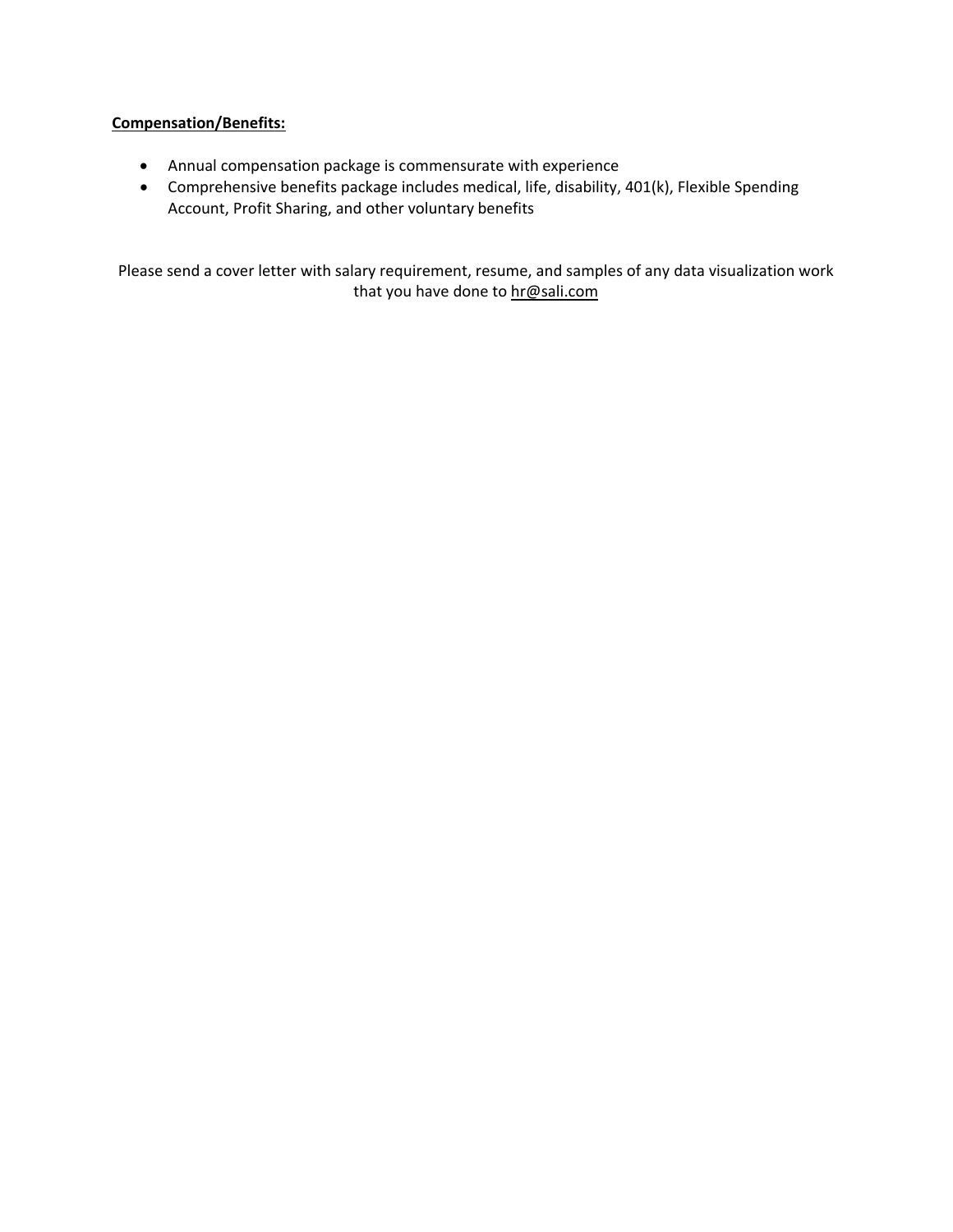**Compensation/Benefits:**

- Annual compensation package is commensurate with experience
- Comprehensive benefits package includes medical, life, disability, 401(k), Flexible Spending Account, Profit Sharing, and other voluntary benefits

Please send a cover letter with salary requirement, resume, and samples of any data visualization work that you have done to hr@sali.com